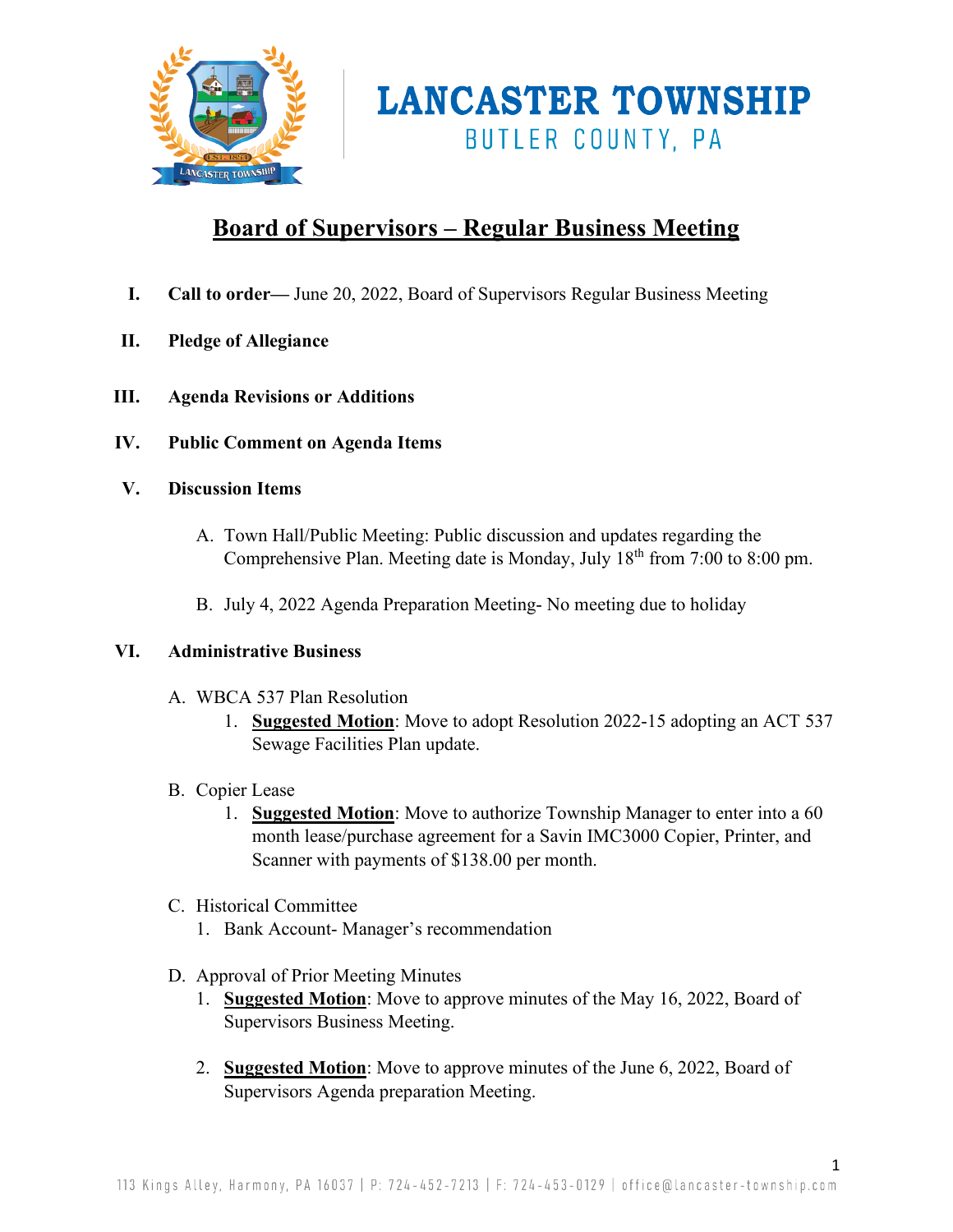# LANCASTER TOWNSHIP
## BUTLER COUNTY, PA

## Board of Supervisors – Regular Business Meeting

I. **Call to order—** June 20, 2022, Board of Supervisors Regular Business Meeting

II. **Pledge of Allegiance**

III. **Agenda Revisions or Additions**

IV. **Public Comment on Agenda Items**

V. **Discussion Items**

   A. Town Hall/Public Meeting: Public discussion and updates regarding the Comprehensive Plan. Meeting date is Monday, July 18th from 7:00 to 8:00 pm.

   B. July 4, 2022 Agenda Preparation Meeting- No meeting due to holiday

VI. **Administrative Business**

   A. WBCA 537 Plan Resolution
      1. **Suggested Motion**: Move to adopt Resolution 2022-15 adopting an ACT 537 Sewage Facilities Plan update.

   B. Copier Lease
      1. **Suggested Motion**: Move to authorize Township Manager to enter into a 60 month lease/purchase agreement for a Savin IMC3000 Copier, Printer, and Scanner with payments of $138.00 per month.

   C. Historical Committee
      1. Bank Account- Manager's recommendation

   D. Approval of Prior Meeting Minutes
      1. **Suggested Motion**: Move to approve minutes of the May 16, 2022, Board of Supervisors Business Meeting.

      2. **Suggested Motion**: Move to approve minutes of the June 6, 2022, Board of Supervisors Agenda preparation Meeting.

113 Kings Alley, Harmony, PA 16037 | P: 724-452-7213 | F: 724-453-0129 | office@lancaster-township.com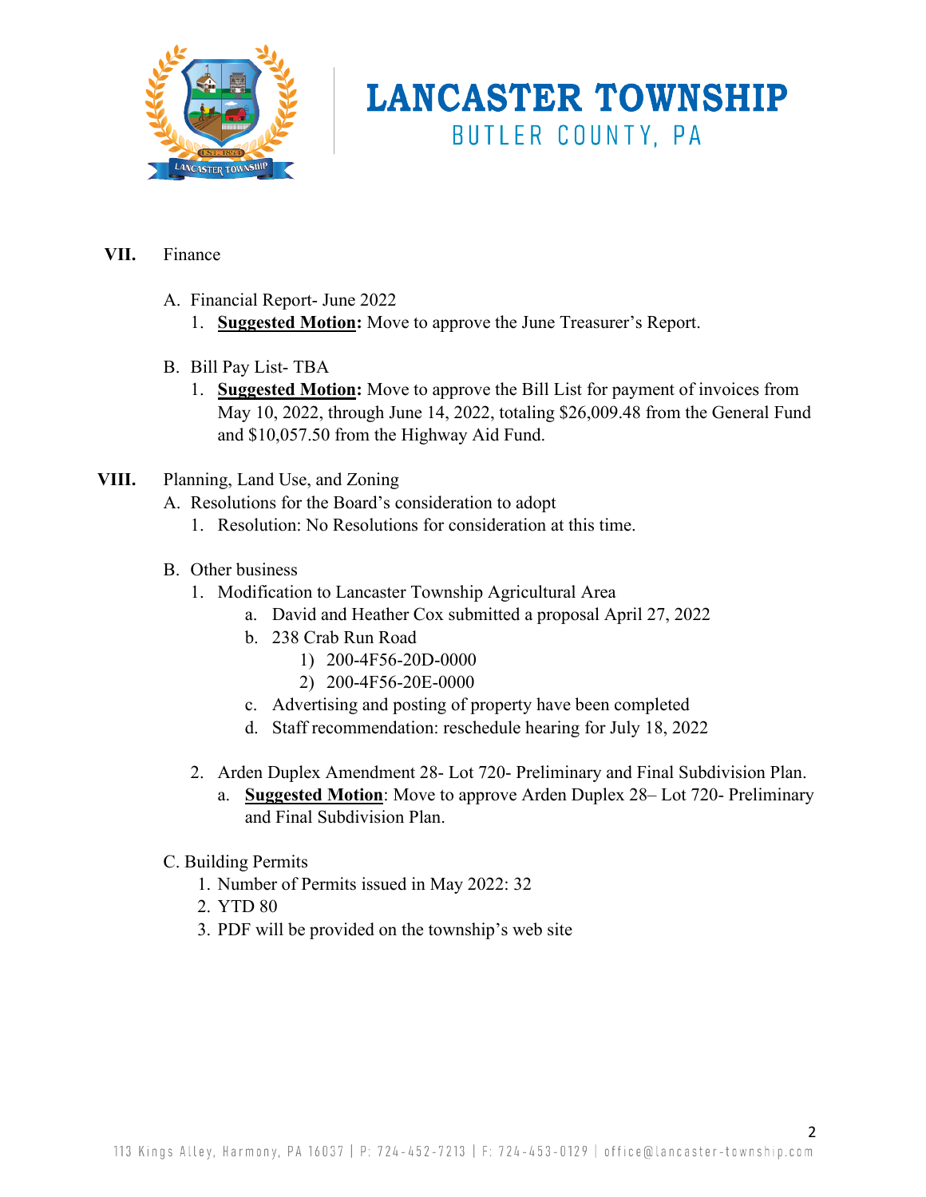**VII.** Finance

A. Financial Report- June 2022

1. **Suggested Motion:** Move to approve the June Treasurer's Report.

B. Bill Pay List- TBA

1. **Suggested Motion:** Move to approve the Bill List for payment of invoices from May 10, 2022, through June 14, 2022, totaling $26,009.48 from the General Fund and $10,057.50 from the Highway Aid Fund.

**VIII.** Planning, Land Use, and Zoning

A. Resolutions for the Board's consideration to adopt

1. Resolution: No Resolutions for consideration at this time.

B. Other business

1. Modification to Lancaster Township Agricultural Area
   a. David and Heather Cox submitted a proposal April 27, 2022
   b. 238 Crab Run Road
      1) 200-4F56-20D-0000
      2) 200-4F56-20E-0000
   c. Advertising and posting of property have been completed
   d. Staff recommendation: reschedule hearing for July 18, 2022

2. Arden Duplex Amendment 28- Lot 720- Preliminary and Final Subdivision Plan.
   a. **Suggested Motion**: Move to approve Arden Duplex 28– Lot 720- Preliminary and Final Subdivision Plan.

C. Building Permits

1. Number of Permits issued in May 2022: 32
2. YTD 80
3. PDF will be provided on the township's web site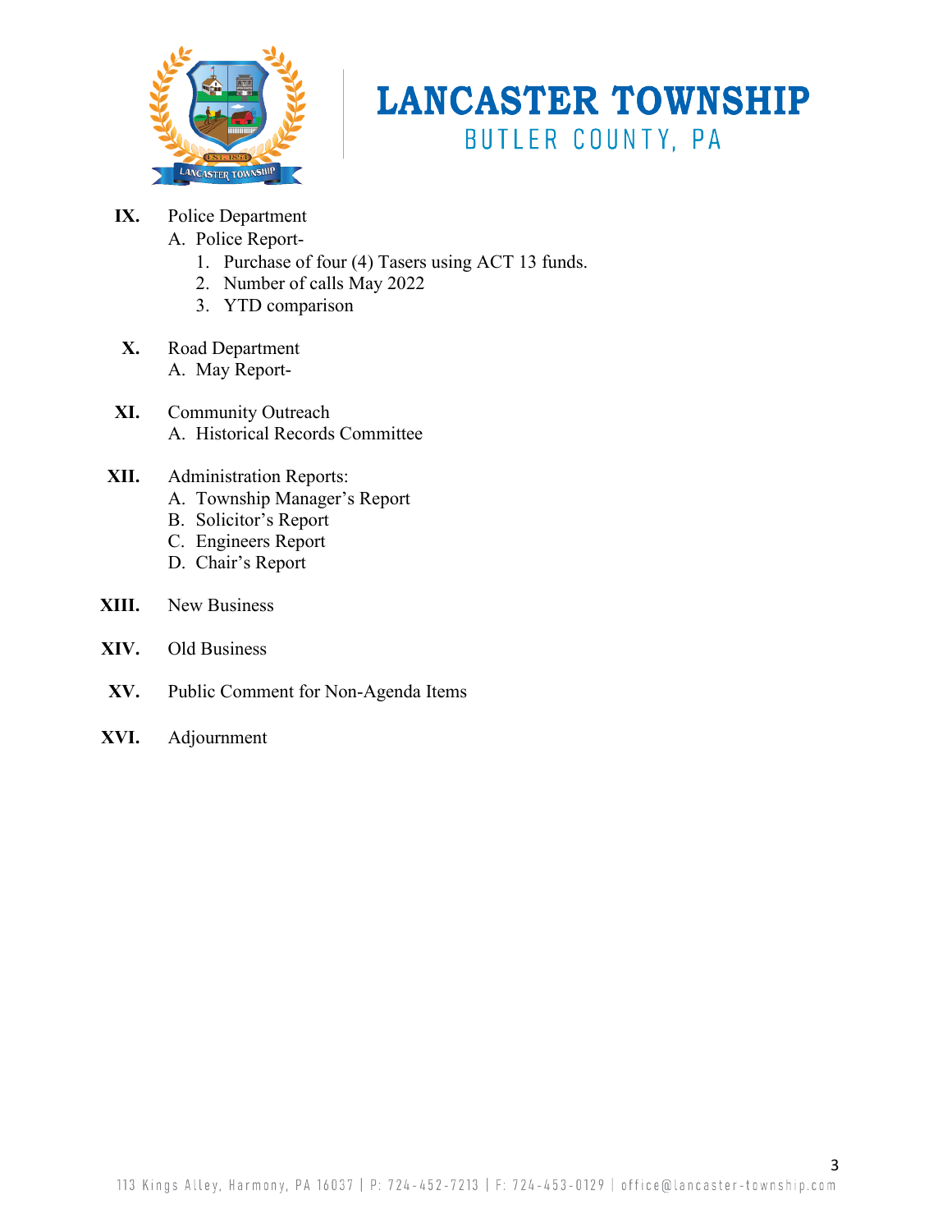**IX.** Police Department

A. Police Report-
   1. Purchase of four (4) Tasers using ACT 13 funds.
   2. Number of calls May 2022
   3. YTD comparison

**X.** Road Department

A. May Report-

**XI.** Community Outreach

A. Historical Records Committee

**XII.** Administration Reports:

A. Township Manager's Report
B. Solicitor's Report
C. Engineers Report
D. Chair's Report

**XIII.** New Business

**XIV.** Old Business

**XV.** Public Comment for Non-Agenda Items

**XVI.** Adjournment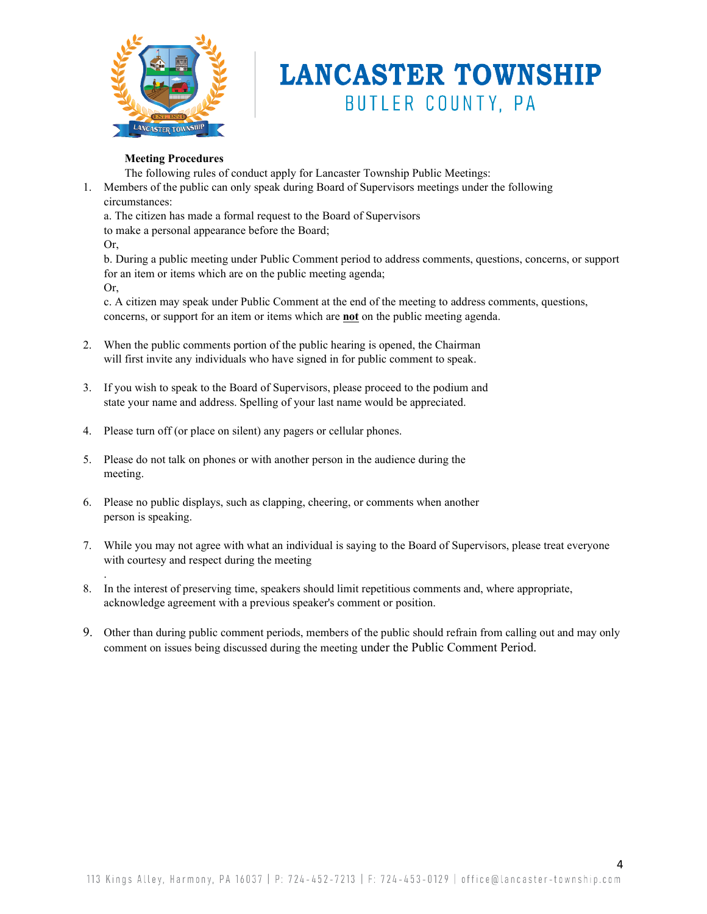# LANCASTER TOWNSHIP

BUTLER COUNTY, PA

**Meeting Procedures**

The following rules of conduct apply for Lancaster Township Public Meetings:

1. Members of the public can only speak during Board of Supervisors meetings under the following circumstances:

   a. The citizen has made a formal request to the Board of Supervisors to make a personal appearance before the Board;

   Or,

   b. During a public meeting under Public Comment period to address comments, questions, concerns, or support for an item or items which are on the public meeting agenda;

   Or,

   c. A citizen may speak under Public Comment at the end of the meeting to address comments, questions, concerns, or support for an item or items which are **not** on the public meeting agenda.

2. When the public comments portion of the public hearing is opened, the Chairman will first invite any individuals who have signed in for public comment to speak.

3. If you wish to speak to the Board of Supervisors, please proceed to the podium and state your name and address. Spelling of your last name would be appreciated.

4. Please turn off (or place on silent) any pagers or cellular phones.

5. Please do not talk on phones or with another person in the audience during the meeting.

6. Please no public displays, such as clapping, cheering, or comments when another person is speaking.

7. While you may not agree with what an individual is saying to the Board of Supervisors, please treat everyone with courtesy and respect during the meeting

   .

8. In the interest of preserving time, speakers should limit repetitious comments and, where appropriate, acknowledge agreement with a previous speaker's comment or position.

9. Other than during public comment periods, members of the public should refrain from calling out and may only comment on issues being discussed during the meeting under the Public Comment Period.

113 Kings Alley, Harmony, PA 16037 | P: 724-452-7213 | F: 724-453-0129 | office@lancaster-township.com